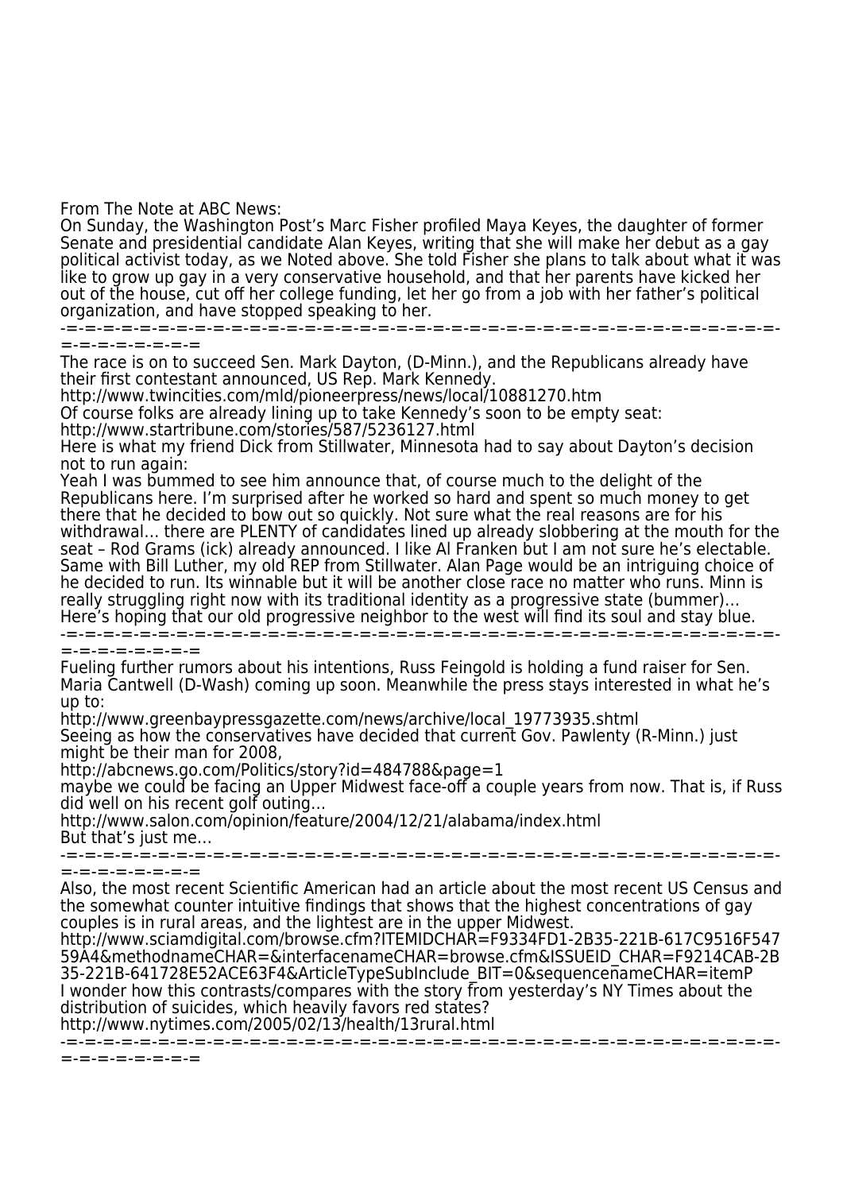From The Note at ABC News:
On Sunday, the Washington Post's Marc Fisher profiled Maya Keyes, the daughter of former Senate and presidential candidate Alan Keyes, writing that she will make her debut as a gay political activist today, as we Noted above. She told Fisher she plans to talk about what it was like to grow up gay in a very conservative household, and that her parents have kicked her out of the house, cut off her college funding, let her go from a job with her father's political organization, and have stopped speaking to her.

-=-=-=-=-=-=-=-=-=-=-=-=-=-=-=-=-=-=-=-=-=-=-=-=-=-=-=-=-=-=-=-=-=-=-=-=-=-=-=-=-=-=-=-=-=-=-=-=-=-=-=-=-=-=-=-=-=-=-=-=-=-=-=-=-=

The race is on to succeed Sen. Mark Dayton, (D-Minn.), and the Republicans already have their first contestant announced, US Rep. Mark Kennedy.
http://www.twincities.com/mld/pioneerpress/news/local/10881270.htm
Of course folks are already lining up to take Kennedy's soon to be empty seat:
http://www.startribune.com/stories/587/5236127.html
Here is what my friend Dick from Stillwater, Minnesota had to say about Dayton's decision not to run again:
Yeah I was bummed to see him announce that, of course much to the delight of the Republicans here. I'm surprised after he worked so hard and spent so much money to get there that he decided to bow out so quickly. Not sure what the real reasons are for his withdrawal… there are PLENTY of candidates lined up already slobbering at the mouth for the seat – Rod Grams (ick) already announced. I like Al Franken but I am not sure he's electable. Same with Bill Luther, my old REP from Stillwater. Alan Page would be an intriguing choice of he decided to run. Its winnable but it will be another close race no matter who runs. Minn is really struggling right now with its traditional identity as a progressive state (bummer)…
Here's hoping that our old progressive neighbor to the west will find its soul and stay blue.

-=-=-=-=-=-=-=-=-=-=-=-=-=-=-=-=-=-=-=-=-=-=-=-=-=-=-=-=-=-=-=-=-=-=-=-=-=-=-=-=-=-=-=-=-=-=-=-=-=-=-=-=-=-=-=-=-=-=-=-=-=-=-=-=-=

Fueling further rumors about his intentions, Russ Feingold is holding a fund raiser for Sen. Maria Cantwell (D-Wash) coming up soon. Meanwhile the press stays interested in what he's up to:
http://www.greenbaypressgazette.com/news/archive/local_19773935.shtml
Seeing as how the conservatives have decided that current Gov. Pawlenty (R-Minn.) just might be their man for 2008,
http://abcnews.go.com/Politics/story?id=484788&page=1
maybe we could be facing an Upper Midwest face-off a couple years from now. That is, if Russ did well on his recent golf outing…
http://www.salon.com/opinion/feature/2004/12/21/alabama/index.html
But that's just me…

-=-=-=-=-=-=-=-=-=-=-=-=-=-=-=-=-=-=-=-=-=-=-=-=-=-=-=-=-=-=-=-=-=-=-=-=-=-=-=-=-=-=-=-=-=-=-=-=-=-=-=-=-=-=-=-=-=-=-=-=-=-=-=-=-=

Also, the most recent Scientific American had an article about the most recent US Census and the somewhat counter intuitive findings that shows that the highest concentrations of gay couples is in rural areas, and the lightest are in the upper Midwest.
http://www.sciamdigital.com/browse.cfm?ITEMIDCHAR=F9334FD1-2B35-221B-617C9516F54759A4&methodnameCHAR=&interfacenameCHAR=browse.cfm&ISSUEID_CHAR=F9214CAB-2B35-221B-641728E52ACE63F4&ArticleTypeSubInclude_BIT=0&sequencenameCHAR=itemP
I wonder how this contrasts/compares with the story from yesterday's NY Times about the distribution of suicides, which heavily favors red states?
http://www.nytimes.com/2005/02/13/health/13rural.html

-=-=-=-=-=-=-=-=-=-=-=-=-=-=-=-=-=-=-=-=-=-=-=-=-=-=-=-=-=-=-=-=-=-=-=-=-=-=-=-=-=-=-=-=-=-=-=-=-=-=-=-=-=-=-=-=-=-=-=-=-=-=-=-=-=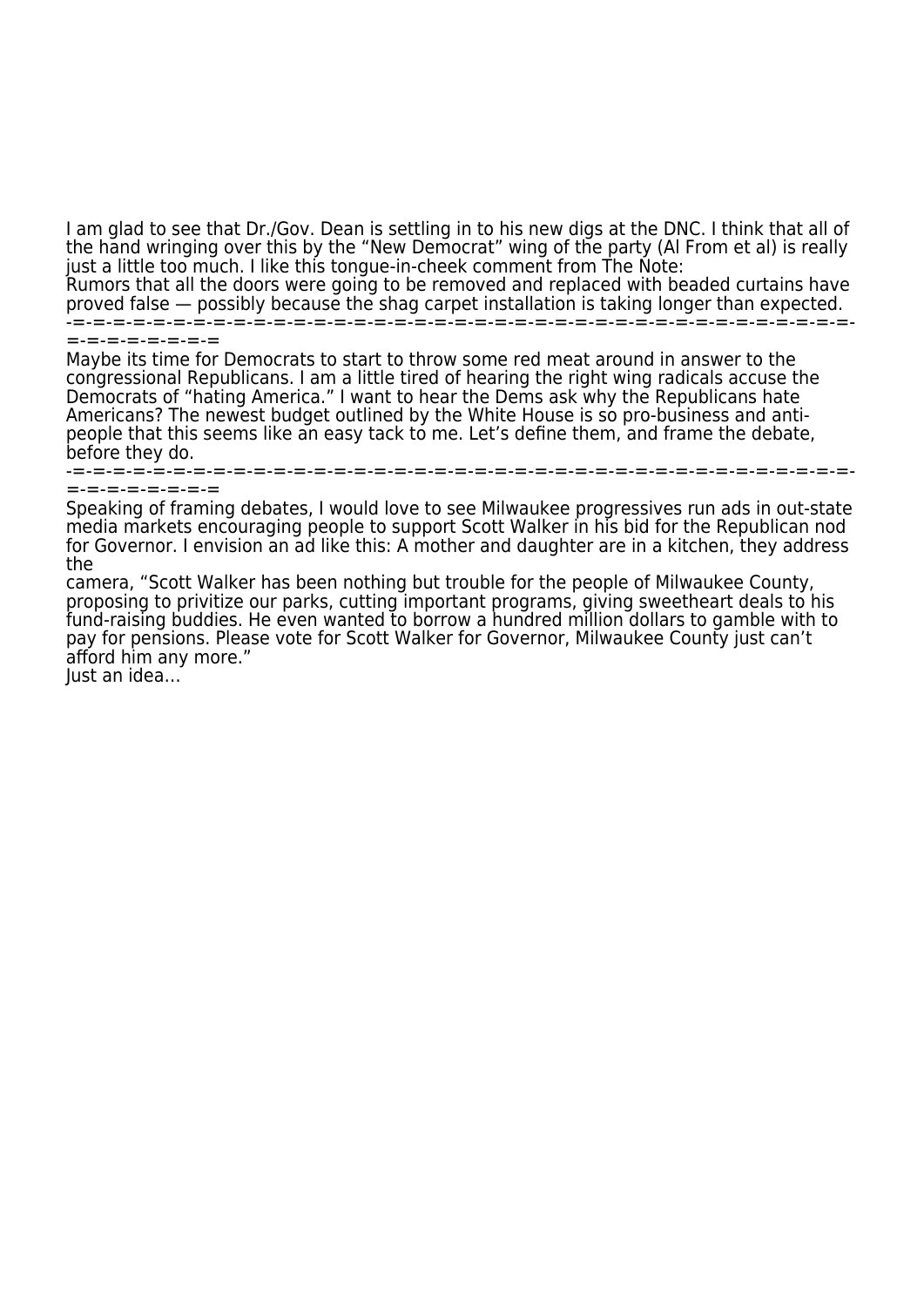I am glad to see that Dr./Gov. Dean is settling in to his new digs at the DNC. I think that all of the hand wringing over this by the "New Democrat" wing of the party (Al From et al) is really just a little too much. I like this tongue-in-cheek comment from The Note:

Rumors that all the doors were going to be removed and replaced with beaded curtains have proved false — possibly because the shag carpet installation is taking longer than expected.

-=-=-=-=-=-=-=-=-=-=-=-=-=-=-=-=-=-=-=-=-=-=-=-=-=-=-=-=-=-=-=-=-=-=-=-=-=-=-=-=-=-=-=-=-=-=-=-=-=-=-=-=-=-=-=-=-=-=-=-=-=

Maybe its time for Democrats to start to throw some red meat around in answer to the congressional Republicans. I am a little tired of hearing the right wing radicals accuse the Democrats of "hating America." I want to hear the Dems ask why the Republicans hate Americans? The newest budget outlined by the White House is so pro-business and anti-people that this seems like an easy tack to me. Let's define them, and frame the debate, before they do.

-=-=-=-=-=-=-=-=-=-=-=-=-=-=-=-=-=-=-=-=-=-=-=-=-=-=-=-=-=-=-=-=-=-=-=-=-=-=-=-=-=-=-=-=-=-=-=-=-=-=-=-=-=-=-=-=-=-=-=-=-=

Speaking of framing debates, I would love to see Milwaukee progressives run ads in out-state media markets encouraging people to support Scott Walker in his bid for the Republican nod for Governor. I envision an ad like this: A mother and daughter are in a kitchen, they address the camera, "Scott Walker has been nothing but trouble for the people of Milwaukee County, proposing to privitize our parks, cutting important programs, giving sweetheart deals to his fund-raising buddies. He even wanted to borrow a hundred million dollars to gamble with to pay for pensions. Please vote for Scott Walker for Governor, Milwaukee County just can't afford him any more."

Just an idea…